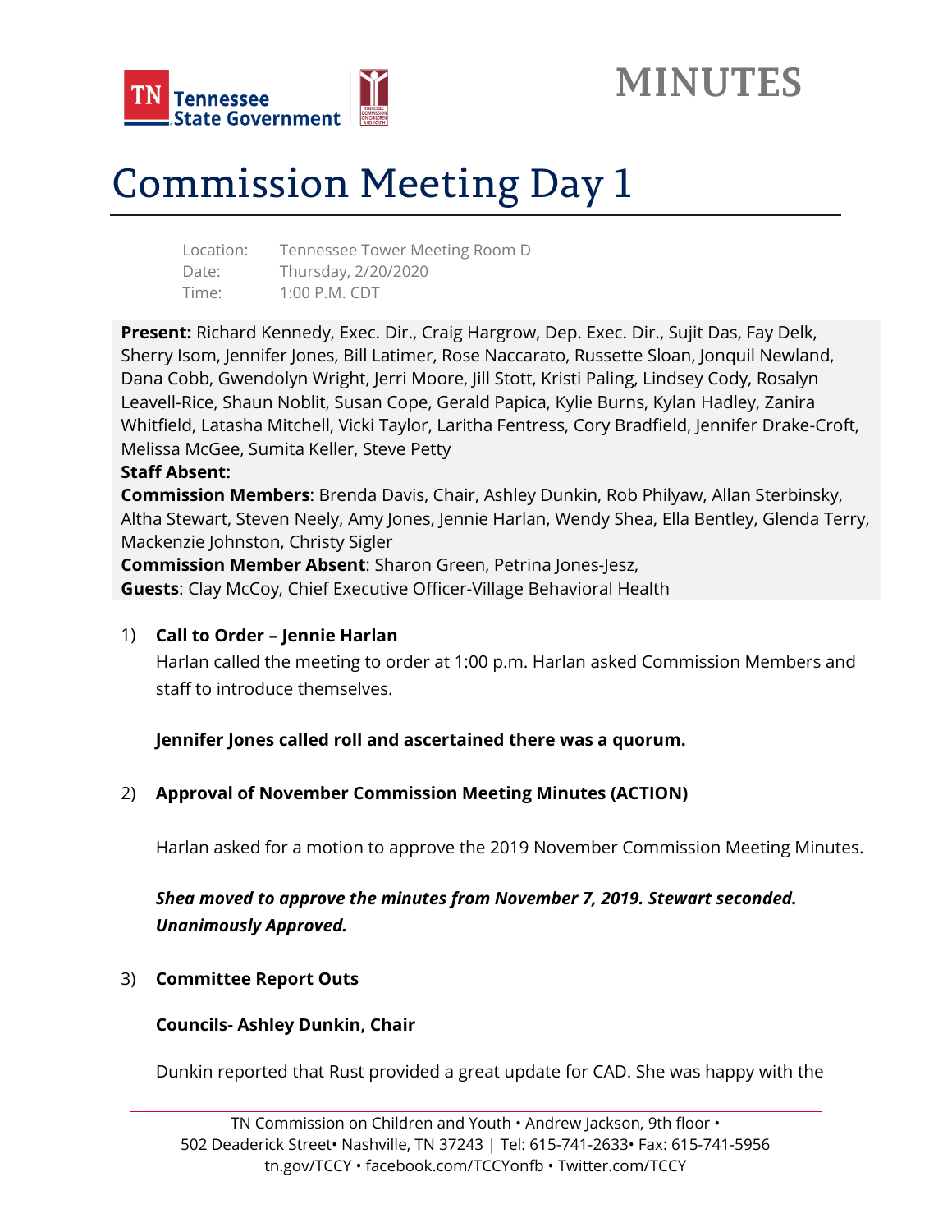# MINUTES

# Commission Meeting Day 1

Location: Tennessee Tower Meeting Room D
Date: Thursday, 2/20/2020
Time: 1:00 P.M. CDT

**Present:** Richard Kennedy, Exec. Dir., Craig Hargrow, Dep. Exec. Dir., Sujit Das, Fay Delk, Sherry Isom, Jennifer Jones, Bill Latimer, Rose Naccarato, Russette Sloan, Jonquil Newland, Dana Cobb, Gwendolyn Wright, Jerri Moore, Jill Stott, Kristi Paling, Lindsey Cody, Rosalyn Leavell-Rice, Shaun Noblit, Susan Cope, Gerald Papica, Kylie Burns, Kylan Hadley, Zanira Whitfield, Latasha Mitchell, Vicki Taylor, Laritha Fentress, Cory Bradfield, Jennifer Drake-Croft, Melissa McGee, Sumita Keller, Steve Petty
**Staff Absent:**
**Commission Members**: Brenda Davis, Chair, Ashley Dunkin, Rob Philyaw, Allan Sterbinsky, Altha Stewart, Steven Neely, Amy Jones, Jennie Harlan, Wendy Shea, Ella Bentley, Glenda Terry, Mackenzie Johnston, Christy Sigler
**Commission Member Absent**: Sharon Green, Petrina Jones-Jesz,
**Guests**: Clay McCoy, Chief Executive Officer-Village Behavioral Health

1) **Call to Order – Jennie Harlan**

   Harlan called the meeting to order at 1:00 p.m. Harlan asked Commission Members and staff to introduce themselves.

   **Jennifer Jones called roll and ascertained there was a quorum.**

2) **Approval of November Commission Meeting Minutes (ACTION)**

   Harlan asked for a motion to approve the 2019 November Commission Meeting Minutes.

   ***Shea moved to approve the minutes from November 7, 2019. Stewart seconded. Unanimously Approved.***

3) **Committee Report Outs**

   **Councils- Ashley Dunkin, Chair**

   Dunkin reported that Rust provided a great update for CAD. She was happy with the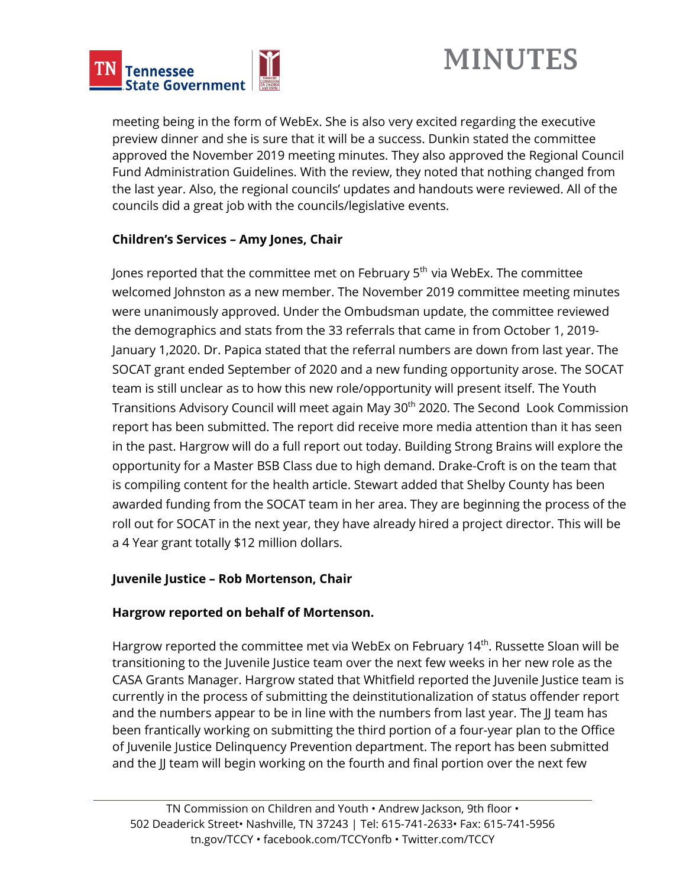meeting being in the form of WebEx. She is also very excited regarding the executive preview dinner and she is sure that it will be a success. Dunkin stated the committee approved the November 2019 meeting minutes. They also approved the Regional Council Fund Administration Guidelines. With the review, they noted that nothing changed from the last year. Also, the regional councils' updates and handouts were reviewed. All of the councils did a great job with the councils/legislative events.

**Children's Services – Amy Jones, Chair**

Jones reported that the committee met on February 5th via WebEx. The committee welcomed Johnston as a new member. The November 2019 committee meeting minutes were unanimously approved. Under the Ombudsman update, the committee reviewed the demographics and stats from the 33 referrals that came in from October 1, 2019-January 1,2020. Dr. Papica stated that the referral numbers are down from last year. The SOCAT grant ended September of 2020 and a new funding opportunity arose. The SOCAT team is still unclear as to how this new role/opportunity will present itself. The Youth Transitions Advisory Council will meet again May 30th 2020. The Second Look Commission report has been submitted. The report did receive more media attention than it has seen in the past. Hargrow will do a full report out today. Building Strong Brains will explore the opportunity for a Master BSB Class due to high demand. Drake-Croft is on the team that is compiling content for the health article. Stewart added that Shelby County has been awarded funding from the SOCAT team in her area. They are beginning the process of the roll out for SOCAT in the next year, they have already hired a project director. This will be a 4 Year grant totally $12 million dollars.

**Juvenile Justice – Rob Mortenson, Chair**

**Hargrow reported on behalf of Mortenson.**

Hargrow reported the committee met via WebEx on February 14th. Russette Sloan will be transitioning to the Juvenile Justice team over the next few weeks in her new role as the CASA Grants Manager. Hargrow stated that Whitfield reported the Juvenile Justice team is currently in the process of submitting the deinstitutionalization of status offender report and the numbers appear to be in line with the numbers from last year. The JJ team has been frantically working on submitting the third portion of a four-year plan to the Office of Juvenile Justice Delinquency Prevention department. The report has been submitted and the JJ team will begin working on the fourth and final portion over the next few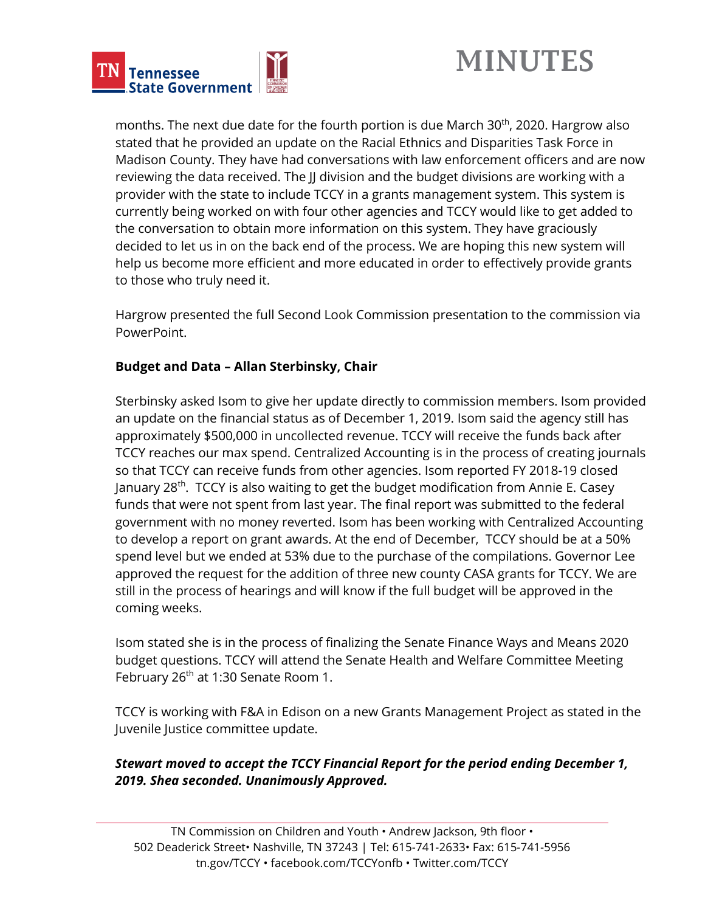months. The next due date for the fourth portion is due March 30th, 2020. Hargrow also stated that he provided an update on the Racial Ethnics and Disparities Task Force in Madison County. They have had conversations with law enforcement officers and are now reviewing the data received. The JJ division and the budget divisions are working with a provider with the state to include TCCY in a grants management system. This system is currently being worked on with four other agencies and TCCY would like to get added to the conversation to obtain more information on this system. They have graciously decided to let us in on the back end of the process. We are hoping this new system will help us become more efficient and more educated in order to effectively provide grants to those who truly need it.

Hargrow presented the full Second Look Commission presentation to the commission via PowerPoint.

**Budget and Data – Allan Sterbinsky, Chair**

Sterbinsky asked Isom to give her update directly to commission members. Isom provided an update on the financial status as of December 1, 2019. Isom said the agency still has approximately $500,000 in uncollected revenue. TCCY will receive the funds back after TCCY reaches our max spend. Centralized Accounting is in the process of creating journals so that TCCY can receive funds from other agencies. Isom reported FY 2018-19 closed January 28th. TCCY is also waiting to get the budget modification from Annie E. Casey funds that were not spent from last year. The final report was submitted to the federal government with no money reverted. Isom has been working with Centralized Accounting to develop a report on grant awards. At the end of December, TCCY should be at a 50% spend level but we ended at 53% due to the purchase of the compilations. Governor Lee approved the request for the addition of three new county CASA grants for TCCY. We are still in the process of hearings and will know if the full budget will be approved in the coming weeks.

Isom stated she is in the process of finalizing the Senate Finance Ways and Means 2020 budget questions. TCCY will attend the Senate Health and Welfare Committee Meeting February 26th at 1:30 Senate Room 1.

TCCY is working with F&A in Edison on a new Grants Management Project as stated in the Juvenile Justice committee update.

***Stewart moved to accept the TCCY Financial Report for the period ending December 1, 2019. Shea seconded. Unanimously Approved.***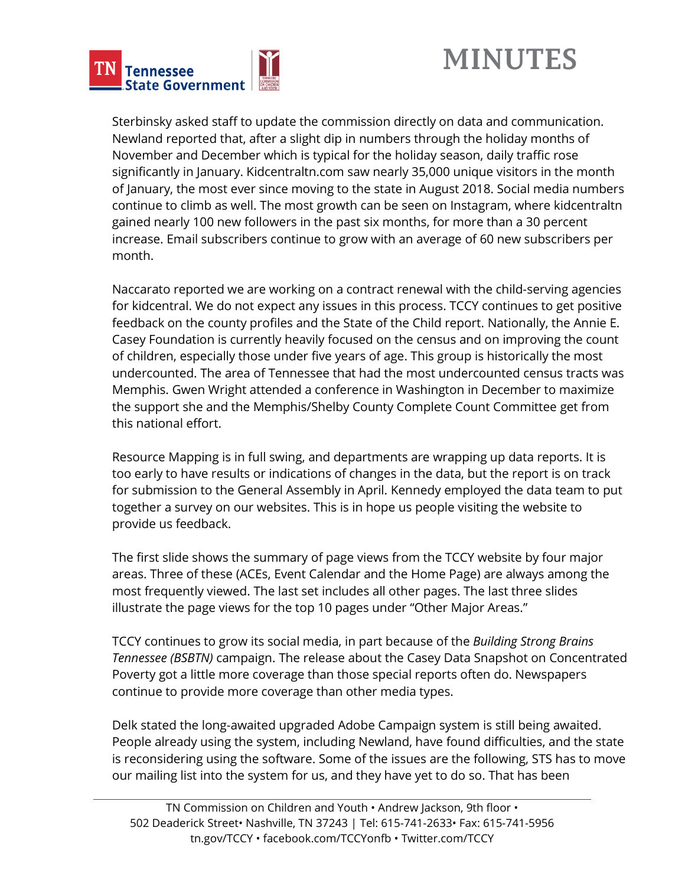Sterbinsky asked staff to update the commission directly on data and communication. Newland reported that, after a slight dip in numbers through the holiday months of November and December which is typical for the holiday season, daily traffic rose significantly in January. Kidcentraltn.com saw nearly 35,000 unique visitors in the month of January, the most ever since moving to the state in August 2018. Social media numbers continue to climb as well. The most growth can be seen on Instagram, where kidcentraltn gained nearly 100 new followers in the past six months, for more than a 30 percent increase. Email subscribers continue to grow with an average of 60 new subscribers per month.

Naccarato reported we are working on a contract renewal with the child-serving agencies for kidcentral. We do not expect any issues in this process. TCCY continues to get positive feedback on the county profiles and the State of the Child report. Nationally, the Annie E. Casey Foundation is currently heavily focused on the census and on improving the count of children, especially those under five years of age. This group is historically the most undercounted. The area of Tennessee that had the most undercounted census tracts was Memphis. Gwen Wright attended a conference in Washington in December to maximize the support she and the Memphis/Shelby County Complete Count Committee get from this national effort.

Resource Mapping is in full swing, and departments are wrapping up data reports. It is too early to have results or indications of changes in the data, but the report is on track for submission to the General Assembly in April. Kennedy employed the data team to put together a survey on our websites. This is in hope us people visiting the website to provide us feedback.

The first slide shows the summary of page views from the TCCY website by four major areas. Three of these (ACEs, Event Calendar and the Home Page) are always among the most frequently viewed. The last set includes all other pages. The last three slides illustrate the page views for the top 10 pages under "Other Major Areas."

TCCY continues to grow its social media, in part because of the *Building Strong Brains Tennessee (BSBTN)* campaign. The release about the Casey Data Snapshot on Concentrated Poverty got a little more coverage than those special reports often do. Newspapers continue to provide more coverage than other media types.

Delk stated the long-awaited upgraded Adobe Campaign system is still being awaited. People already using the system, including Newland, have found difficulties, and the state is reconsidering using the software. Some of the issues are the following, STS has to move our mailing list into the system for us, and they have yet to do so. That has been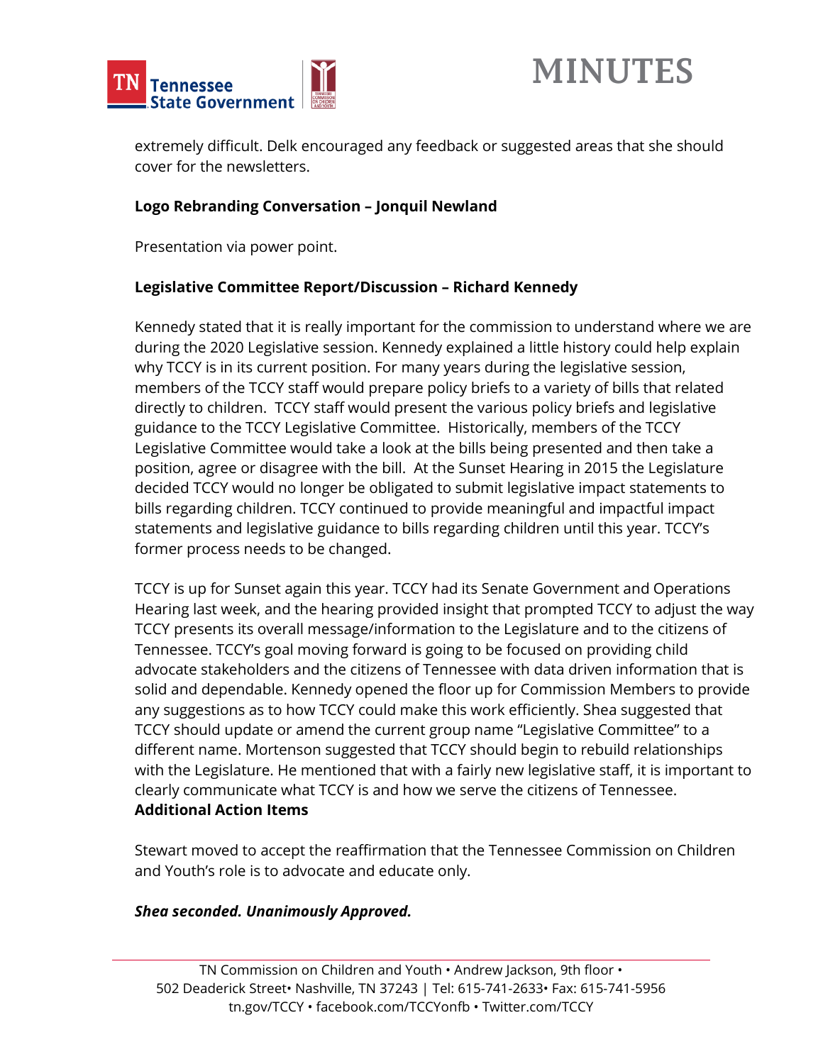extremely difficult. Delk encouraged any feedback or suggested areas that she should cover for the newsletters.

**Logo Rebranding Conversation – Jonquil Newland**

Presentation via power point.

**Legislative Committee Report/Discussion – Richard Kennedy**

Kennedy stated that it is really important for the commission to understand where we are during the 2020 Legislative session. Kennedy explained a little history could help explain why TCCY is in its current position. For many years during the legislative session, members of the TCCY staff would prepare policy briefs to a variety of bills that related directly to children. TCCY staff would present the various policy briefs and legislative guidance to the TCCY Legislative Committee. Historically, members of the TCCY Legislative Committee would take a look at the bills being presented and then take a position, agree or disagree with the bill. At the Sunset Hearing in 2015 the Legislature decided TCCY would no longer be obligated to submit legislative impact statements to bills regarding children. TCCY continued to provide meaningful and impactful impact statements and legislative guidance to bills regarding children until this year. TCCY's former process needs to be changed.

TCCY is up for Sunset again this year. TCCY had its Senate Government and Operations Hearing last week, and the hearing provided insight that prompted TCCY to adjust the way TCCY presents its overall message/information to the Legislature and to the citizens of Tennessee. TCCY's goal moving forward is going to be focused on providing child advocate stakeholders and the citizens of Tennessee with data driven information that is solid and dependable. Kennedy opened the floor up for Commission Members to provide any suggestions as to how TCCY could make this work efficiently. Shea suggested that TCCY should update or amend the current group name "Legislative Committee" to a different name. Mortenson suggested that TCCY should begin to rebuild relationships with the Legislature. He mentioned that with a fairly new legislative staff, it is important to clearly communicate what TCCY is and how we serve the citizens of Tennessee.

**Additional Action Items**

Stewart moved to accept the reaffirmation that the Tennessee Commission on Children and Youth's role is to advocate and educate only.

***Shea seconded. Unanimously Approved.***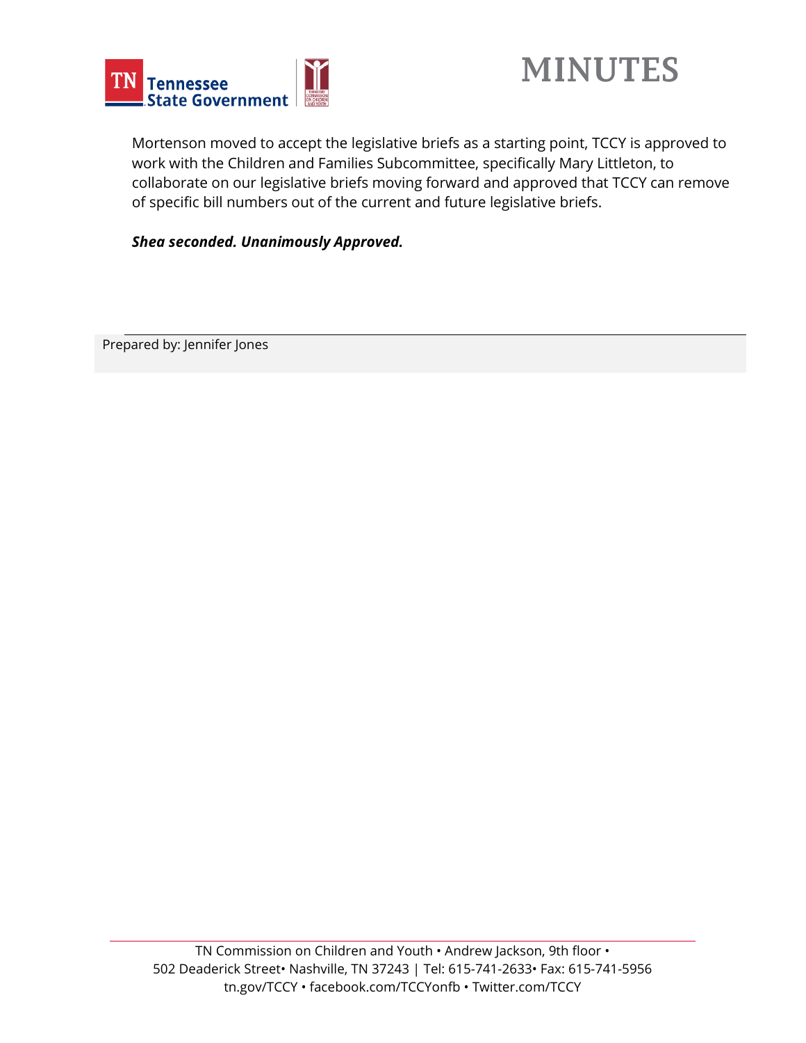Mortenson moved to accept the legislative briefs as a starting point, TCCY is approved to work with the Children and Families Subcommittee, specifically Mary Littleton, to collaborate on our legislative briefs moving forward and approved that TCCY can remove of specific bill numbers out of the current and future legislative briefs.

***Shea seconded. Unanimously Approved.***

Prepared by: Jennifer Jones